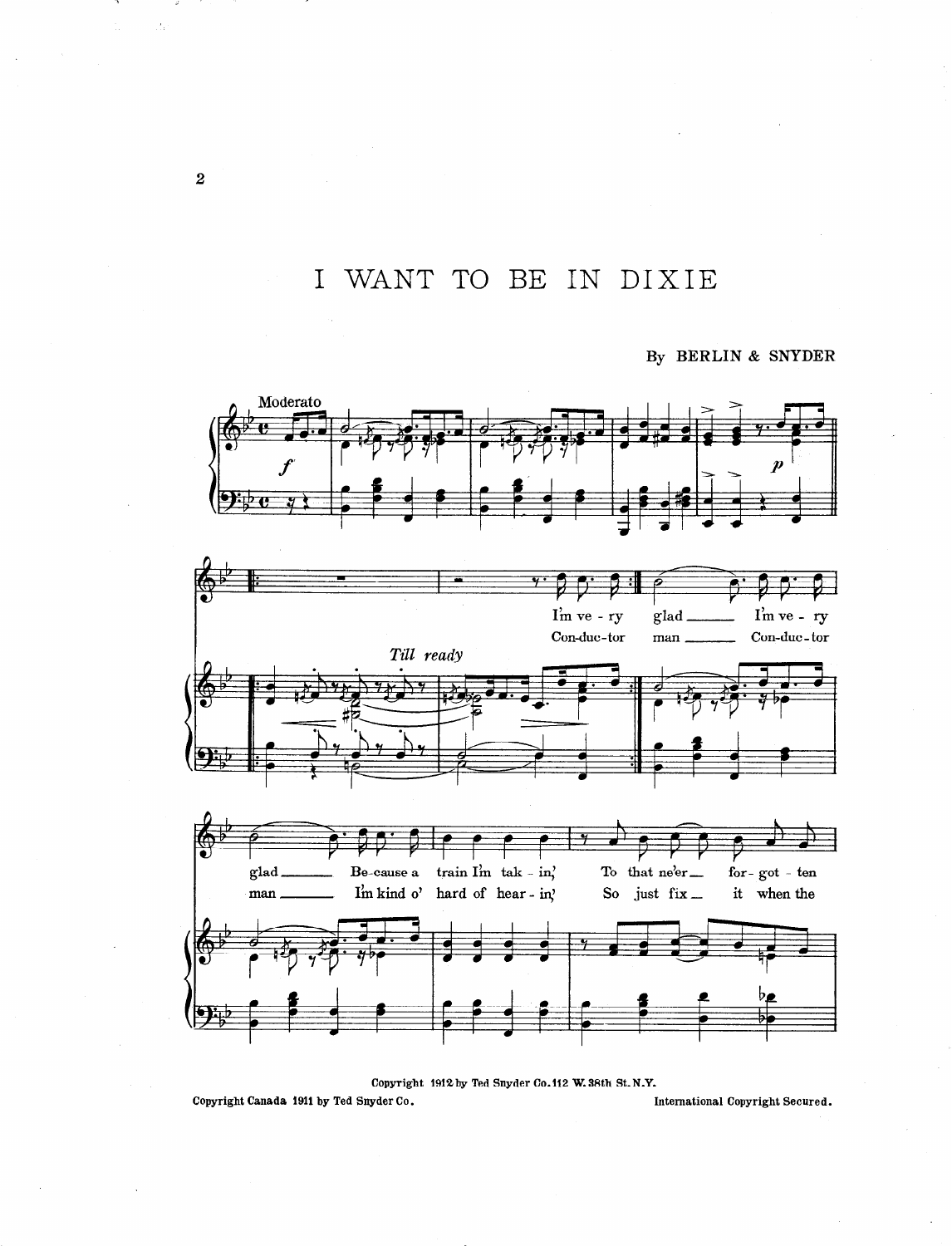# I WANT TO BE IN DIXIE

By BERLIN & SNYDER

Moderato

*Till ready*

I'm ve - ry glad ___ I'm ve - ry glad ___ Be-cause a train I'm tak - in,' To that ne'er ___ for - got - ten

Con-duc-tor man ___ Con-duc-tor man ___ I'm kind o' hard of hear - in,' So just fix ___ it when the

Copyright 1912 by Ted Snyder Co. 112 W. 38th St. N.Y.

Copyright Canada 1911 by Ted Snyder Co.

International Copyright Secured.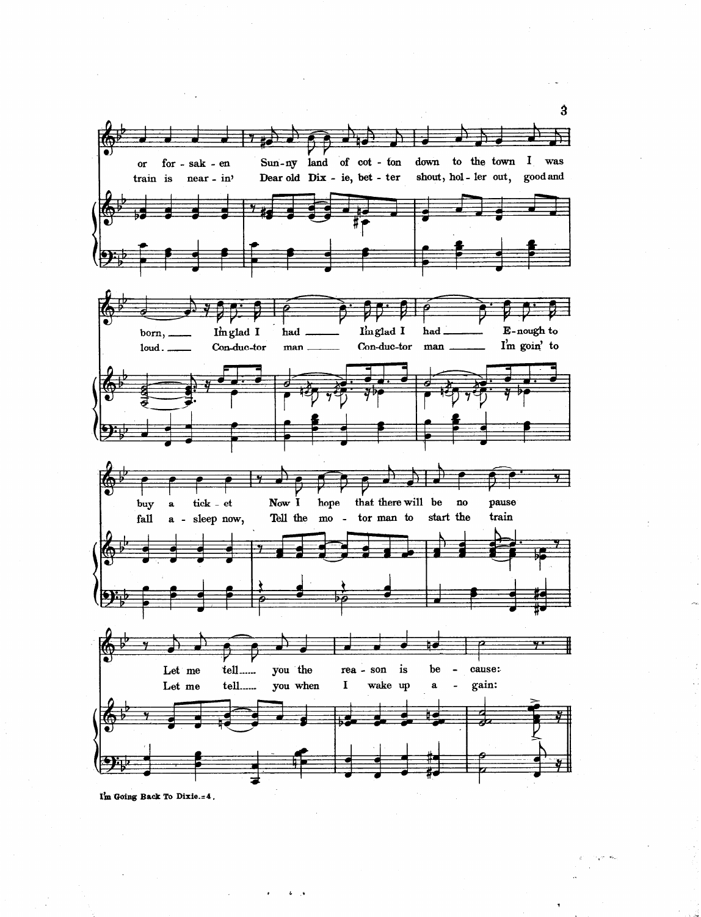or for - sak - en Sun - ny land of cot - ton down to the town I was
train is near - in' Dear old Dix - ie, bet - ter shout, hol - ler out, good and

born, I'm glad I had I'm glad I had E - nough to
loud. Con - duc - tor man Con - duc - tor man I'm goin' to

buy a tick - et Now I hope that there will be no pause
fall a - sleep now, Tell the mo - tor man to start the train

Let me tell...... you the rea - son is be - cause:
Let me tell...... you when I wake up a - gain: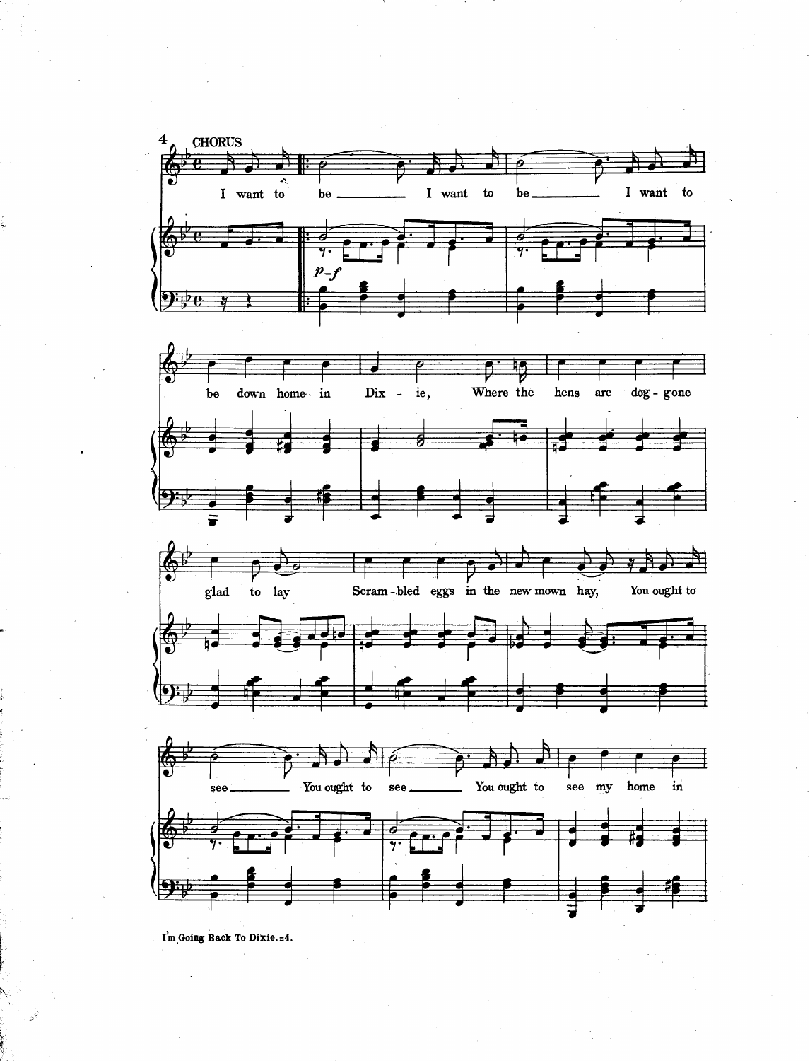CHORUS

I want to be ______ I want to be ______ I want to be down home in Dix - ie, Where the hens are dog - gone glad to lay Scram - bled eggs in the new mown hay, You ought to see ______ You ought to see ______ You ought to see my home in

*p-f*

I'm Going Back To Dixie.=4.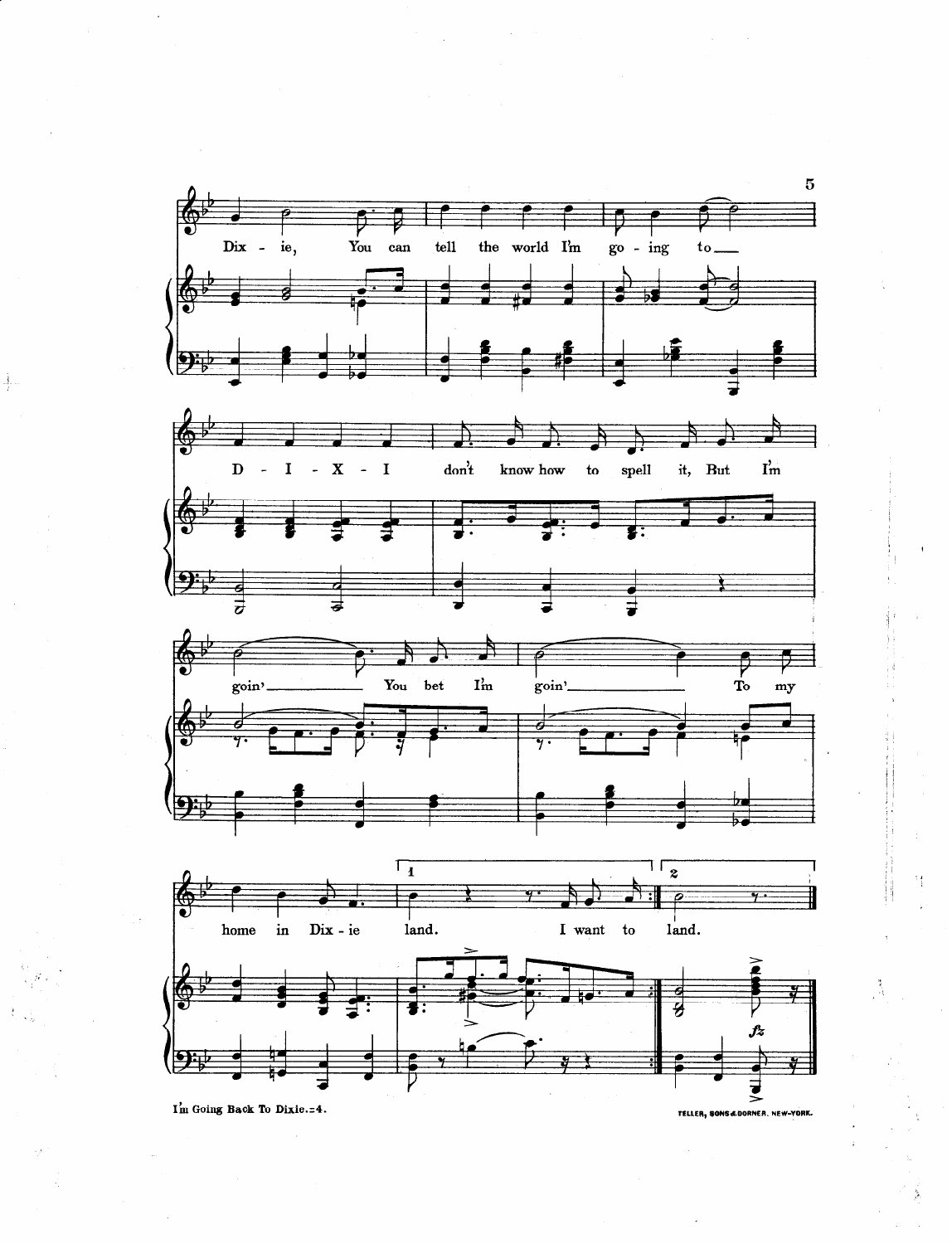Dix - ie, You can tell the world I'm go - ing to

D - I - X - I don't know how to spell it, But I'm

goin' You bet I'm goin' To my

home in Dix - ie land. I want to land.